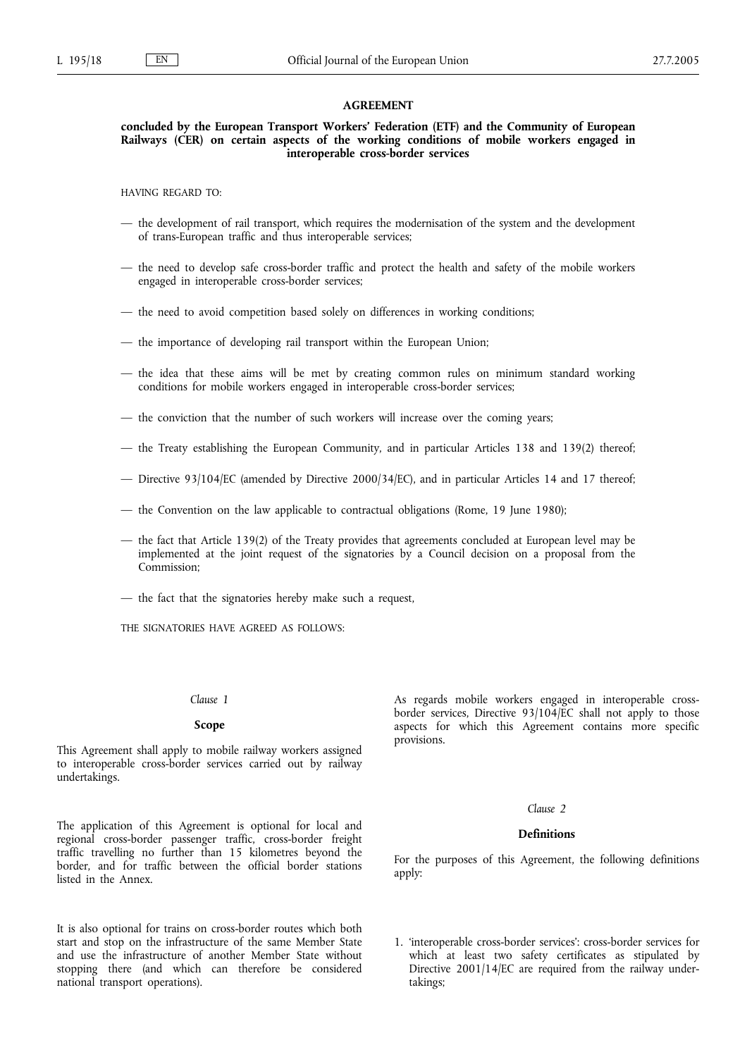# AGREEMENT

## concluded by the European Transport Workers' Federation (ETF) and the Community of European Railways (CER) on certain aspects of the working conditions of mobile workers engaged in interoperable cross-border services

HAVING REGARD TO:

— the development of rail transport, which requires the modernisation of the system and the development of trans-European traffic and thus interoperable services;

— the need to develop safe cross-border traffic and protect the health and safety of the mobile workers engaged in interoperable cross-border services;

— the need to avoid competition based solely on differences in working conditions;

— the importance of developing rail transport within the European Union;

— the idea that these aims will be met by creating common rules on minimum standard working conditions for mobile workers engaged in interoperable cross-border services;

— the conviction that the number of such workers will increase over the coming years;

— the Treaty establishing the European Community, and in particular Articles 138 and 139(2) thereof;

— Directive 93/104/EC (amended by Directive 2000/34/EC), and in particular Articles 14 and 17 thereof;

— the Convention on the law applicable to contractual obligations (Rome, 19 June 1980);

— the fact that Article 139(2) of the Treaty provides that agreements concluded at European level may be implemented at the joint request of the signatories by a Council decision on a proposal from the Commission;

— the fact that the signatories hereby make such a request,

THE SIGNATORIES HAVE AGREED AS FOLLOWS:

*Clause 1*

### Scope

This Agreement shall apply to mobile railway workers assigned to interoperable cross-border services carried out by railway undertakings.

The application of this Agreement is optional for local and regional cross-border passenger traffic, cross-border freight traffic travelling no further than 15 kilometres beyond the border, and for traffic between the official border stations listed in the Annex.

It is also optional for trains on cross-border routes which both start and stop on the infrastructure of the same Member State and use the infrastructure of another Member State without stopping there (and which can therefore be considered national transport operations).

As regards mobile workers engaged in interoperable cross-border services, Directive 93/104/EC shall not apply to those aspects for which this Agreement contains more specific provisions.

*Clause 2*

### Definitions

For the purposes of this Agreement, the following definitions apply:

1. 'interoperable cross-border services': cross-border services for which at least two safety certificates as stipulated by Directive 2001/14/EC are required from the railway undertakings;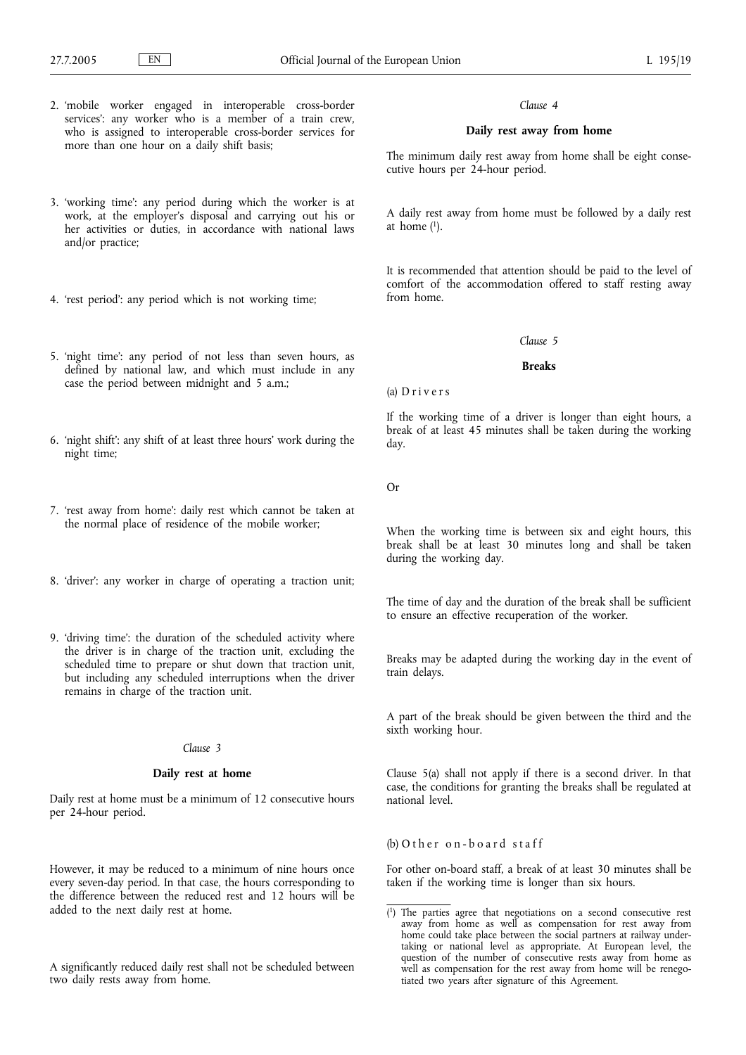2. 'mobile worker engaged in interoperable cross-border services': any worker who is a member of a train crew, who is assigned to interoperable cross-border services for more than one hour on a daily shift basis;

3. 'working time': any period during which the worker is at work, at the employer's disposal and carrying out his or her activities or duties, in accordance with national laws and/or practice;

4. 'rest period': any period which is not working time;

5. 'night time': any period of not less than seven hours, as defined by national law, and which must include in any case the period between midnight and 5 a.m.;

6. 'night shift': any shift of at least three hours' work during the night time;

7. 'rest away from home': daily rest which cannot be taken at the normal place of residence of the mobile worker;

8. 'driver': any worker in charge of operating a traction unit;

9. 'driving time': the duration of the scheduled activity where the driver is in charge of the traction unit, excluding the scheduled time to prepare or shut down that traction unit, but including any scheduled interruptions when the driver remains in charge of the traction unit.

*Clause 3*

**Daily rest at home**

Daily rest at home must be a minimum of 12 consecutive hours per 24-hour period.

However, it may be reduced to a minimum of nine hours once every seven-day period. In that case, the hours corresponding to the difference between the reduced rest and 12 hours will be added to the next daily rest at home.

A significantly reduced daily rest shall not be scheduled between two daily rests away from home.

*Clause 4*

**Daily rest away from home**

The minimum daily rest away from home shall be eight consecutive hours per 24-hour period.

A daily rest away from home must be followed by a daily rest at home [1].

It is recommended that attention should be paid to the level of comfort of the accommodation offered to staff resting away from home.

*Clause 5*

**Breaks**

(a) Drivers

If the working time of a driver is longer than eight hours, a break of at least 45 minutes shall be taken during the working day.

Or

When the working time is between six and eight hours, this break shall be at least 30 minutes long and shall be taken during the working day.

The time of day and the duration of the break shall be sufficient to ensure an effective recuperation of the worker.

Breaks may be adapted during the working day in the event of train delays.

A part of the break should be given between the third and the sixth working hour.

Clause 5(a) shall not apply if there is a second driver. In that case, the conditions for granting the breaks shall be regulated at national level.

(b) Other on-board staff

For other on-board staff, a break of at least 30 minutes shall be taken if the working time is longer than six hours.

[1] The parties agree that negotiations on a second consecutive rest away from home as well as compensation for rest away from home could take place between the social partners at railway undertaking or national level as appropriate. At European level, the question of the number of consecutive rests away from home as well as compensation for the rest away from home will be renegotiated two years after signature of this Agreement.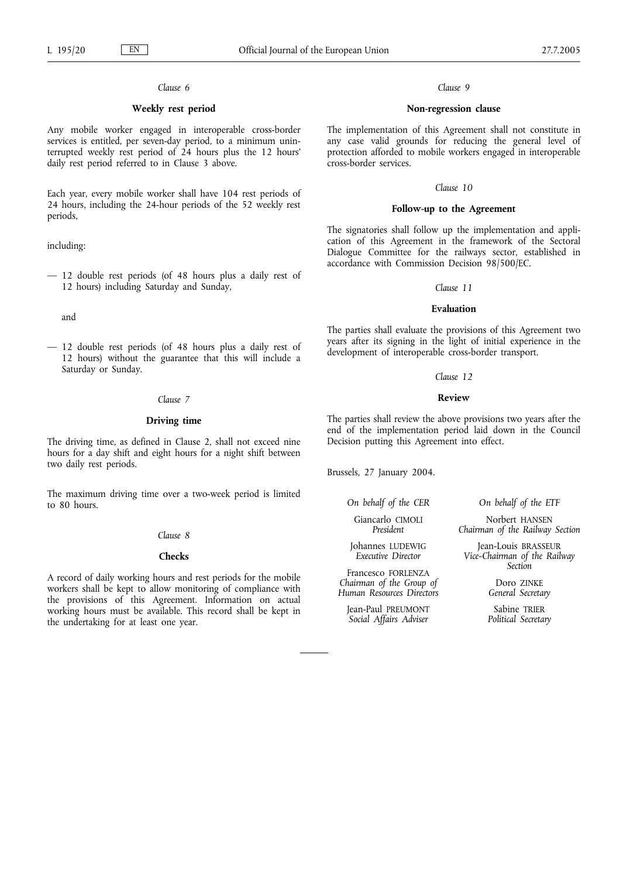*Clause 6*

**Weekly rest period**

Any mobile worker engaged in interoperable cross-border services is entitled, per seven-day period, to a minimum uninterrupted weekly rest period of 24 hours plus the 12 hours' daily rest period referred to in Clause 3 above.

Each year, every mobile worker shall have 104 rest periods of 24 hours, including the 24-hour periods of the 52 weekly rest periods,

including:

— 12 double rest periods (of 48 hours plus a daily rest of 12 hours) including Saturday and Sunday,

and

— 12 double rest periods (of 48 hours plus a daily rest of 12 hours) without the guarantee that this will include a Saturday or Sunday.

*Clause 7*

**Driving time**

The driving time, as defined in Clause 2, shall not exceed nine hours for a day shift and eight hours for a night shift between two daily rest periods.

The maximum driving time over a two-week period is limited to 80 hours.

*Clause 8*

**Checks**

A record of daily working hours and rest periods for the mobile workers shall be kept to allow monitoring of compliance with the provisions of this Agreement. Information on actual working hours must be available. This record shall be kept in the undertaking for at least one year.

*Clause 9*

**Non-regression clause**

The implementation of this Agreement shall not constitute in any case valid grounds for reducing the general level of protection afforded to mobile workers engaged in interoperable cross-border services.

*Clause 10*

**Follow-up to the Agreement**

The signatories shall follow up the implementation and application of this Agreement in the framework of the Sectoral Dialogue Committee for the railways sector, established in accordance with Commission Decision 98/500/EC.

*Clause 11*

**Evaluation**

The parties shall evaluate the provisions of this Agreement two years after its signing in the light of initial experience in the development of interoperable cross-border transport.

*Clause 12*

**Review**

The parties shall review the above provisions two years after the end of the implementation period laid down in the Council Decision putting this Agreement into effect.

Brussels, 27 January 2004.

*On behalf of the CER*

Giancarlo CIMOLI
*President*

Johannes LUDEWIG
*Executive Director*

Francesco FORLENZA
*Chairman of the Group of Human Resources Directors*

Jean-Paul PREUMONT
*Social Affairs Adviser*

*On behalf of the ETF*

Norbert HANSEN
*Chairman of the Railway Section*

Jean-Louis BRASSEUR
*Vice-Chairman of the Railway Section*

Doro ZINKE
*General Secretary*

Sabine TRIER
*Political Secretary*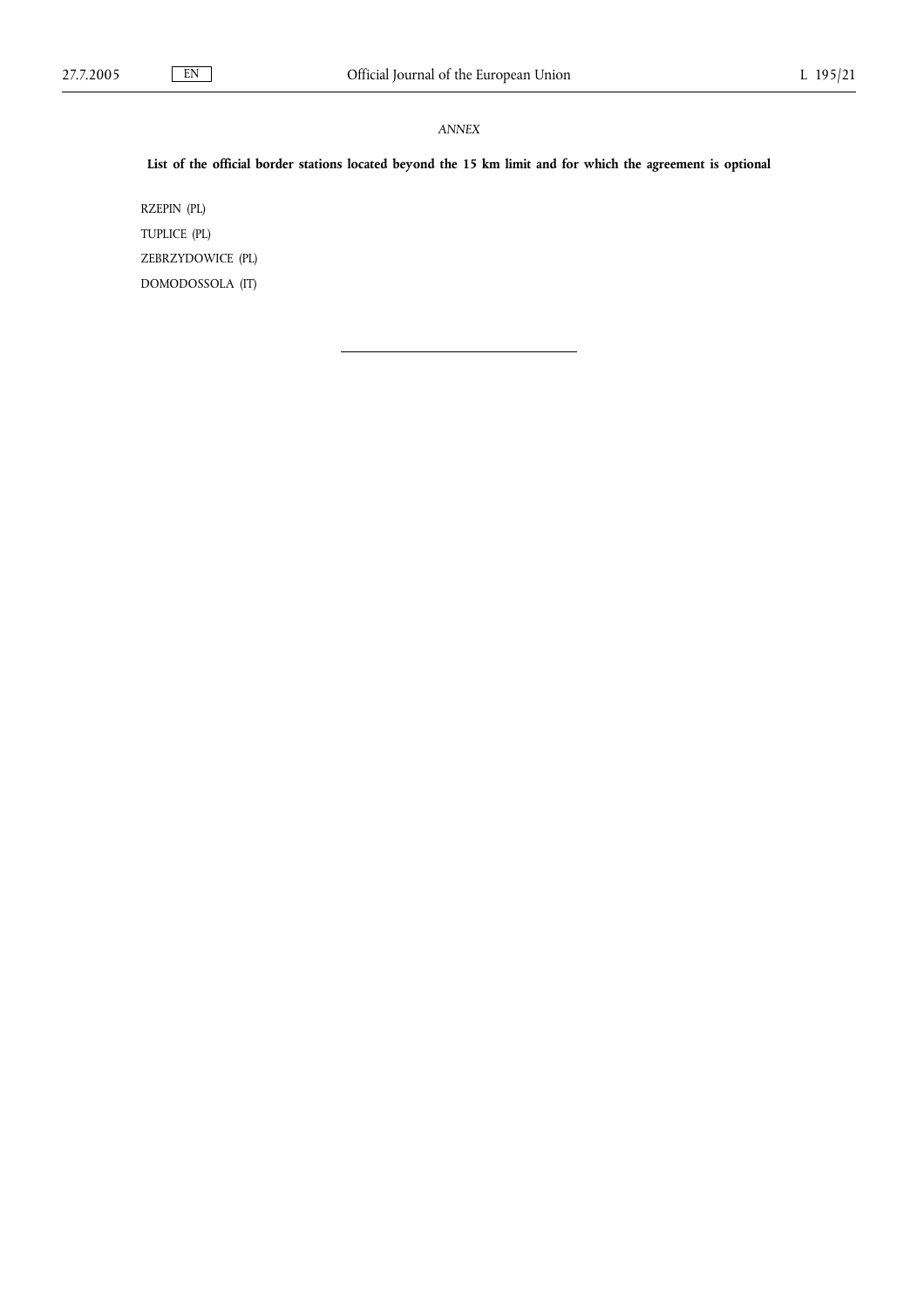*ANNEX*

**List of the official border stations located beyond the 15 km limit and for which the agreement is optional**

RZEPIN (PL)

TUPLICE (PL)

ZEBRZYDOWICE (PL)

DOMODOSSOLA (IT)